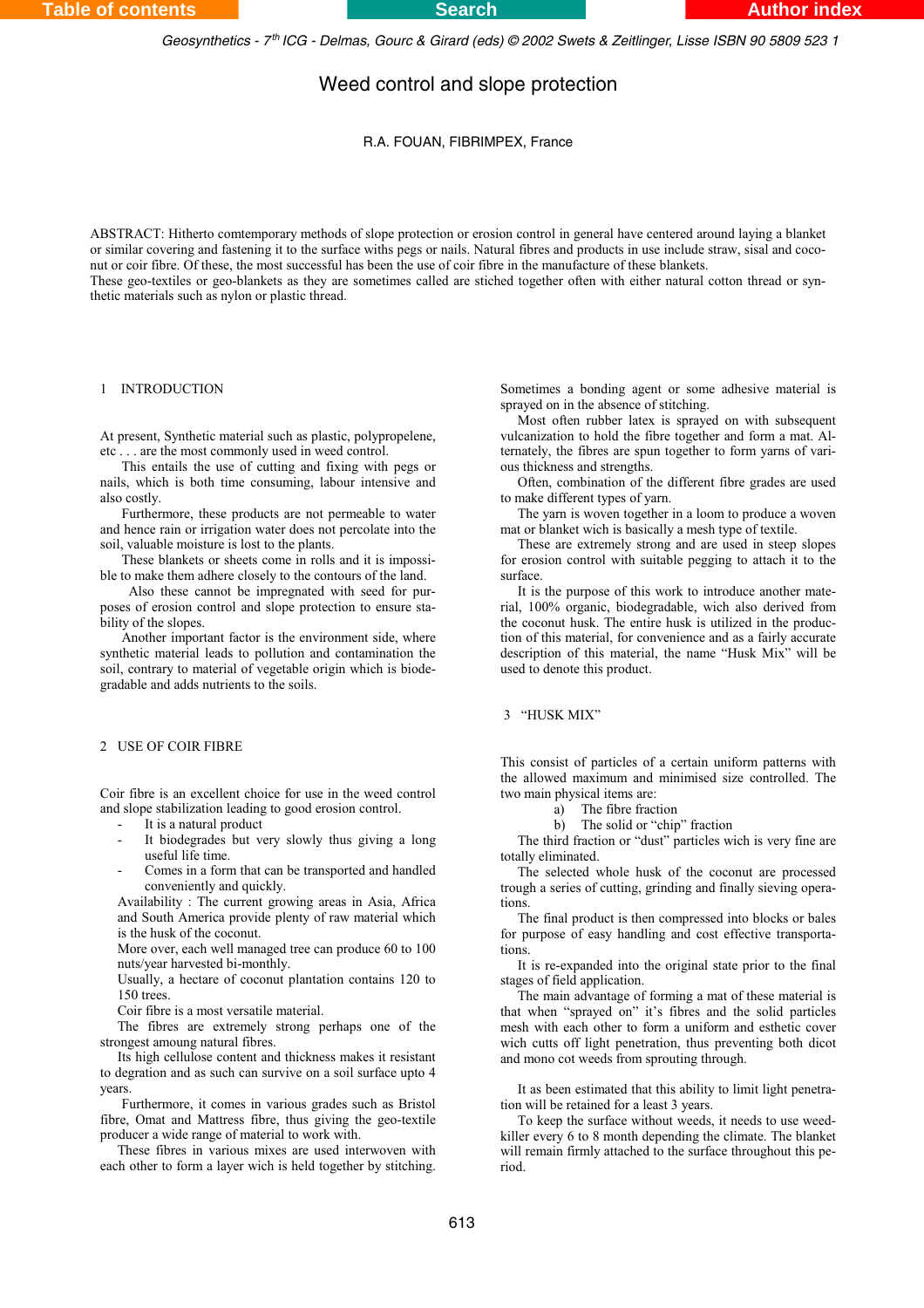# Weed control and slope protection

R.A. FOUAN, FIBRIMPEX, France

ABSTRACT: Hitherto comtemporary methods of slope protection or erosion control in general have centered around laying a blanket or similar covering and fastening it to the surface withs pegs or nails. Natural fibres and products in use include straw, sisal and coconut or coir fibre. Of these, the most successful has been the use of coir fibre in the manufacture of these blankets.
These geo-textiles or geo-blankets as they are sometimes called are stiched together often with either natural cotton thread or synthetic materials such as nylon or plastic thread.

## 1 INTRODUCTION

At present, Synthetic material such as plastic, polypropelene, etc . . . are the most commonly used in weed control.

This entails the use of cutting and fixing with pegs or nails, which is both time consuming, labour intensive and also costly.

Furthermore, these products are not permeable to water and hence rain or irrigation water does not percolate into the soil, valuable moisture is lost to the plants.

These blankets or sheets come in rolls and it is impossible to make them adhere closely to the contours of the land.

Also these cannot be impregnated with seed for purposes of erosion control and slope protection to ensure stability of the slopes.

Another important factor is the environment side, where synthetic material leads to pollution and contamination the soil, contrary to material of vegetable origin which is biodegradable and adds nutrients to the soils.

## 2 USE OF COIR FIBRE

Coir fibre is an excellent choice for use in the weed control and slope stabilization leading to good erosion control.

- It is a natural product
- It biodegrades but very slowly thus giving a long useful life time.
- Comes in a form that can be transported and handled conveniently and quickly.

Availability : The current growing areas in Asia, Africa and South America provide plenty of raw material which is the husk of the coconut.

More over, each well managed tree can produce 60 to 100 nuts/year harvested bi-monthly.

Usually, a hectare of coconut plantation contains 120 to 150 trees.

Coir fibre is a most versatile material.

The fibres are extremely strong perhaps one of the strongest amoung natural fibres.

Its high cellulose content and thickness makes it resistant to degration and as such can survive on a soil surface upto 4 years.

Furthermore, it comes in various grades such as Bristol fibre, Omat and Mattress fibre, thus giving the geo-textile producer a wide range of material to work with.

These fibres in various mixes are used interwoven with each other to form a layer wich is held together by stitching. Sometimes a bonding agent or some adhesive material is sprayed on in the absence of stitching.

Most often rubber latex is sprayed on with subsequent vulcanization to hold the fibre together and form a mat. Alternately, the fibres are spun together to form yarns of various thickness and strengths.

Often, combination of the different fibre grades are used to make different types of yarn.

The yarn is woven together in a loom to produce a woven mat or blanket wich is basically a mesh type of textile.

These are extremely strong and are used in steep slopes for erosion control with suitable pegging to attach it to the surface.

It is the purpose of this work to introduce another material, 100% organic, biodegradable, wich also derived from the coconut husk. The entire husk is utilized in the production of this material, for convenience and as a fairly accurate description of this material, the name "Husk Mix" will be used to denote this product.

## 3 "HUSK MIX"

This consist of particles of a certain uniform patterns with the allowed maximum and minimised size controlled. The two main physical items are:

a) The fibre fraction
b) The solid or "chip" fraction

The third fraction or "dust" particles wich is very fine are totally eliminated.

The selected whole husk of the coconut are processed trough a series of cutting, grinding and finally sieving operations.

The final product is then compressed into blocks or bales for purpose of easy handling and cost effective transportations.

It is re-expanded into the original state prior to the final stages of field application.

The main advantage of forming a mat of these material is that when "sprayed on" it's fibres and the solid particles mesh with each other to form a uniform and esthetic cover wich cutts off light penetration, thus preventing both dicot and mono cot weeds from sprouting through.

It as been estimated that this ability to limit light penetration will be retained for a least 3 years.

To keep the surface without weeds, it needs to use weed-killer every 6 to 8 month depending the climate. The blanket will remain firmly attached to the surface throughout this period.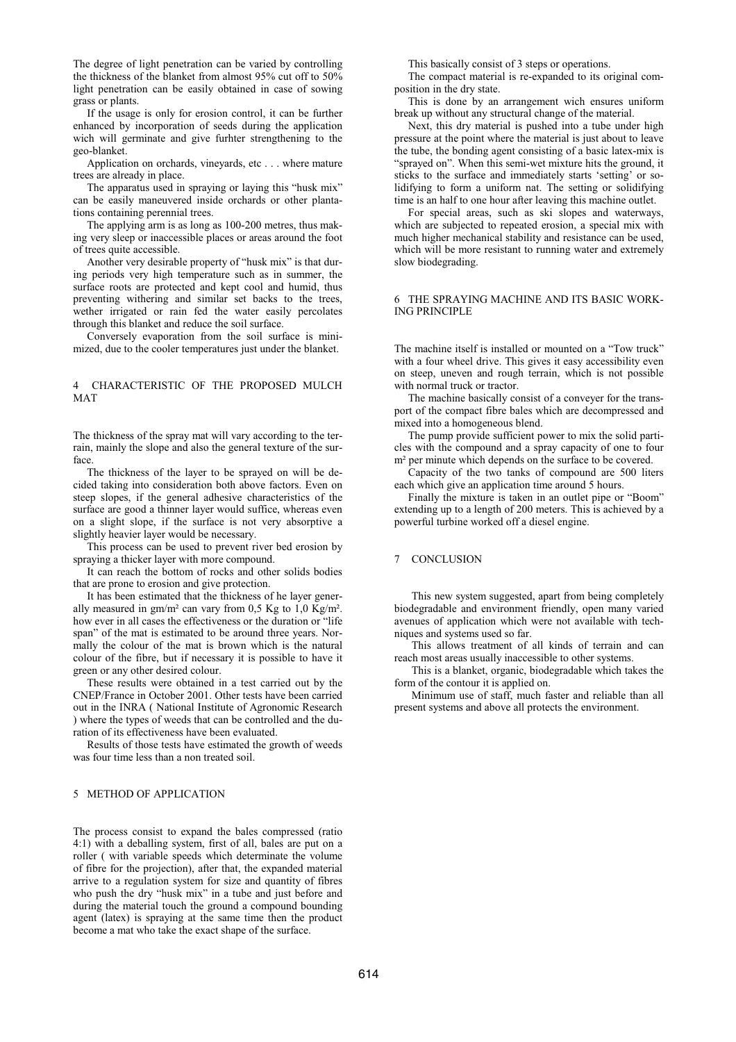The degree of light penetration can be varied by controlling the thickness of the blanket from almost 95% cut off to 50% light penetration can be easily obtained in case of sowing grass or plants.

If the usage is only for erosion control, it can be further enhanced by incorporation of seeds during the application wich will germinate and give furhter strengthening to the geo-blanket.

Application on orchards, vineyards, etc . . . where mature trees are already in place.

The apparatus used in spraying or laying this "husk mix" can be easily maneuvered inside orchards or other plantations containing perennial trees.

The applying arm is as long as 100-200 metres, thus making very sleep or inaccessible places or areas around the foot of trees quite accessible.

Another very desirable property of "husk mix" is that during periods very high temperature such as in summer, the surface roots are protected and kept cool and humid, thus preventing withering and similar set backs to the trees, wether irrigated or rain fed the water easily percolates through this blanket and reduce the soil surface.

Conversely evaporation from the soil surface is minimized, due to the cooler temperatures just under the blanket.

## 4 CHARACTERISTIC OF THE PROPOSED MULCH MAT

The thickness of the spray mat will vary according to the terrain, mainly the slope and also the general texture of the surface.

The thickness of the layer to be sprayed on will be decided taking into consideration both above factors. Even on steep slopes, if the general adhesive characteristics of the surface are good a thinner layer would suffice, whereas even on a slight slope, if the surface is not very absorptive a slightly heavier layer would be necessary.

This process can be used to prevent river bed erosion by spraying a thicker layer with more compound.

It can reach the bottom of rocks and other solids bodies that are prone to erosion and give protection.

It has been estimated that the thickness of he layer generally measured in gm/m² can vary from 0,5 Kg to 1,0 Kg/m². how ever in all cases the effectiveness or the duration or "life span" of the mat is estimated to be around three years. Normally the colour of the mat is brown which is the natural colour of the fibre, but if necessary it is possible to have it green or any other desired colour.

These results were obtained in a test carried out by the CNEP/France in October 2001. Other tests have been carried out in the INRA ( National Institute of Agronomic Research ) where the types of weeds that can be controlled and the duration of its effectiveness have been evaluated.

Results of those tests have estimated the growth of weeds was four time less than a non treated soil.

## 5 METHOD OF APPLICATION

The process consist to expand the bales compressed (ratio 4:1) with a deballing system, first of all, bales are put on a roller ( with variable speeds which determinate the volume of fibre for the projection), after that, the expanded material arrive to a regulation system for size and quantity of fibres who push the dry "husk mix" in a tube and just before and during the material touch the ground a compound bounding agent (latex) is spraying at the same time then the product become a mat who take the exact shape of the surface.

This basically consist of 3 steps or operations.

The compact material is re-expanded to its original composition in the dry state.

This is done by an arrangement wich ensures uniform break up without any structural change of the material.

Next, this dry material is pushed into a tube under high pressure at the point where the material is just about to leave the tube, the bonding agent consisting of a basic latex-mix is "sprayed on". When this semi-wet mixture hits the ground, it sticks to the surface and immediately starts 'setting' or solidifying to form a uniform nat. The setting or solidifying time is an half to one hour after leaving this machine outlet.

For special areas, such as ski slopes and waterways, which are subjected to repeated erosion, a special mix with much higher mechanical stability and resistance can be used, which will be more resistant to running water and extremely slow biodegrading.

## 6 THE SPRAYING MACHINE AND ITS BASIC WORKING PRINCIPLE

The machine itself is installed or mounted on a "Tow truck" with a four wheel drive. This gives it easy accessibility even on steep, uneven and rough terrain, which is not possible with normal truck or tractor.

The machine basically consist of a conveyer for the transport of the compact fibre bales which are decompressed and mixed into a homogeneous blend.

The pump provide sufficient power to mix the solid particles with the compound and a spray capacity of one to four m² per minute which depends on the surface to be covered.

Capacity of the two tanks of compound are 500 liters each which give an application time around 5 hours.

Finally the mixture is taken in an outlet pipe or "Boom" extending up to a length of 200 meters. This is achieved by a powerful turbine worked off a diesel engine.

## 7 CONCLUSION

This new system suggested, apart from being completely biodegradable and environment friendly, open many varied avenues of application which were not available with techniques and systems used so far.

This allows treatment of all kinds of terrain and can reach most areas usually inaccessible to other systems.

This is a blanket, organic, biodegradable which takes the form of the contour it is applied on.

Minimum use of staff, much faster and reliable than all present systems and above all protects the environment.